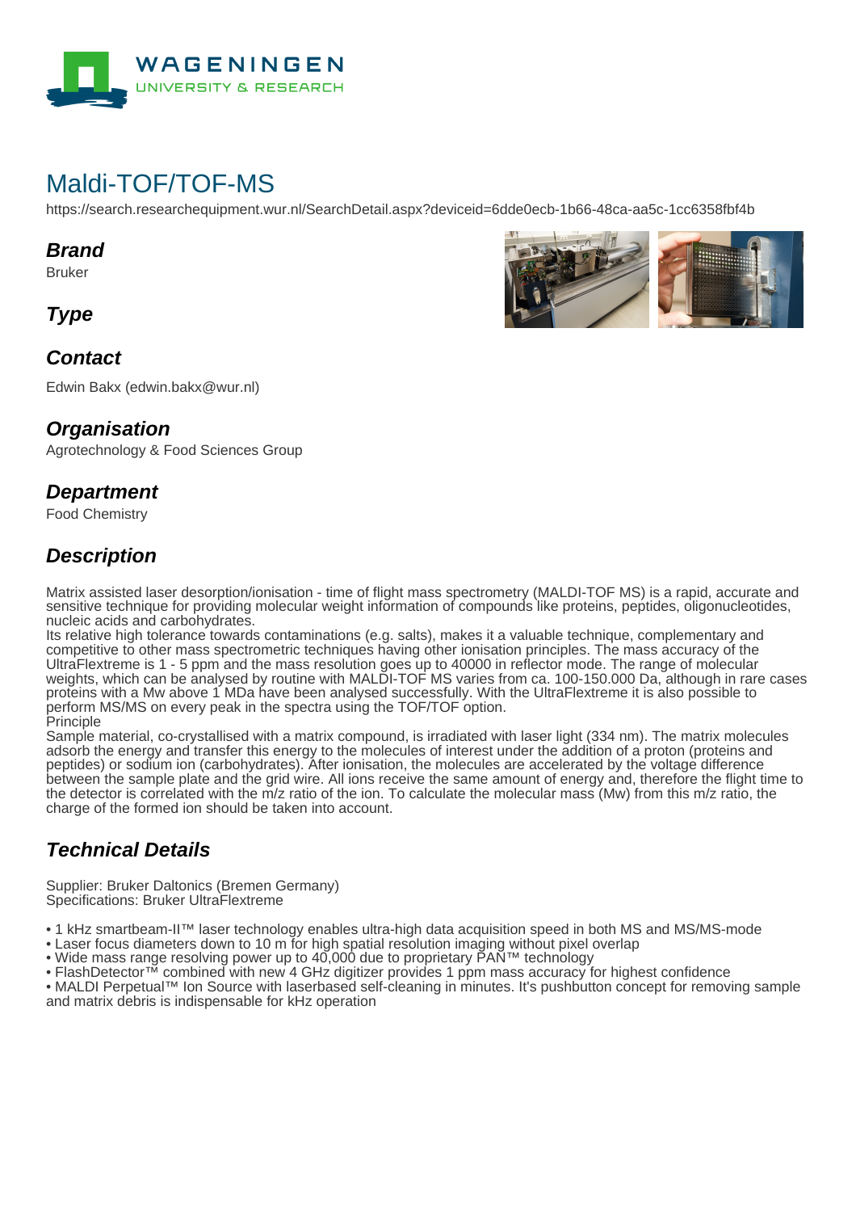# Maldi-TOF/TOF-MS

https://search.researchequipment.wur.nl/SearchDetail.aspx?deviceid=6dde0ecb-1b66-48ca-aa5c-1cc6358fbf4b

## Brand

Bruker

## Type

## Contact

Edwin Bakx (edwin.bakx@wur.nl)

## Organisation

Agrotechnology & Food Sciences Group

## Department

Food Chemistry

## Description

Matrix assisted laser desorption/ionisation - time of flight mass spectrometry (MALDI-TOF MS) is a rapid, accurate and sensitive technique for providing molecular weight information of compounds like proteins, peptides, oligonucleotides, nucleic acids and carbohydrates.
Its relative high tolerance towards contaminations (e.g. salts), makes it a valuable technique, complementary and competitive to other mass spectrometric techniques having other ionisation principles. The mass accuracy of the UltraFlextreme is 1 - 5 ppm and the mass resolution goes up to 40000 in reflector mode. The range of molecular weights, which can be analysed by routine with MALDI-TOF MS varies from ca. 100-150.000 Da, although in rare cases proteins with a Mw above 1 MDa have been analysed successfully. With the UltraFlextreme it is also possible to perform MS/MS on every peak in the spectra using the TOF/TOF option.
Principle
Sample material, co-crystallised with a matrix compound, is irradiated with laser light (334 nm). The matrix molecules adsorb the energy and transfer this energy to the molecules of interest under the addition of a proton (proteins and peptides) or sodium ion (carbohydrates). After ionisation, the molecules are accelerated by the voltage difference between the sample plate and the grid wire. All ions receive the same amount of energy and, therefore the flight time to the detector is correlated with the m/z ratio of the ion. To calculate the molecular mass (Mw) from this m/z ratio, the charge of the formed ion should be taken into account.

## Technical Details

Supplier: Bruker Daltonics (Bremen Germany)
Specifications: Bruker UltraFlextreme

- 1 kHz smartbeam-II™ laser technology enables ultra-high data acquisition speed in both MS and MS/MS-mode
- Laser focus diameters down to 10 m for high spatial resolution imaging without pixel overlap
- Wide mass range resolving power up to 40,000 due to proprietary PAN™ technology
- FlashDetector™ combined with new 4 GHz digitizer provides 1 ppm mass accuracy for highest confidence
- MALDI Perpetual™ Ion Source with laserbased self-cleaning in minutes. It's pushbutton concept for removing sample and matrix debris is indispensable for kHz operation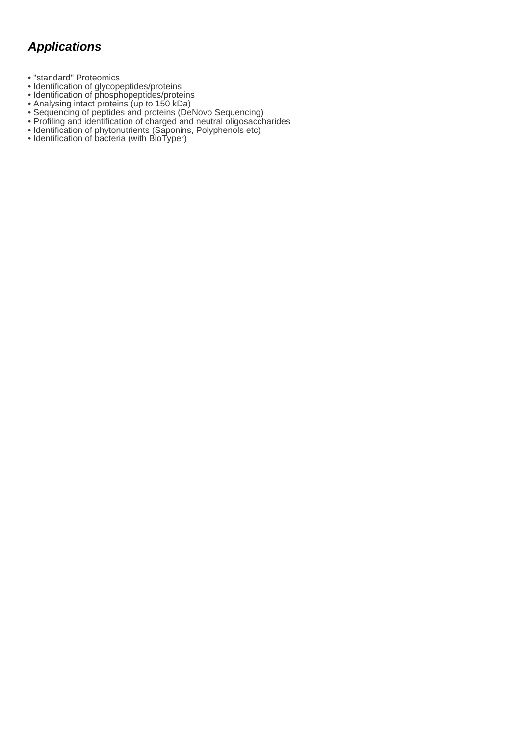## ***Applications***

- "standard" Proteomics
- Identification of glycopeptides/proteins
- Identification of phosphopeptides/proteins
- Analysing intact proteins (up to 150 kDa)
- Sequencing of peptides and proteins (DeNovo Sequencing)
- Profiling and identification of charged and neutral oligosaccharides
- Identification of phytonutrients (Saponins, Polyphenols etc)
- Identification of bacteria (with BioTyper)